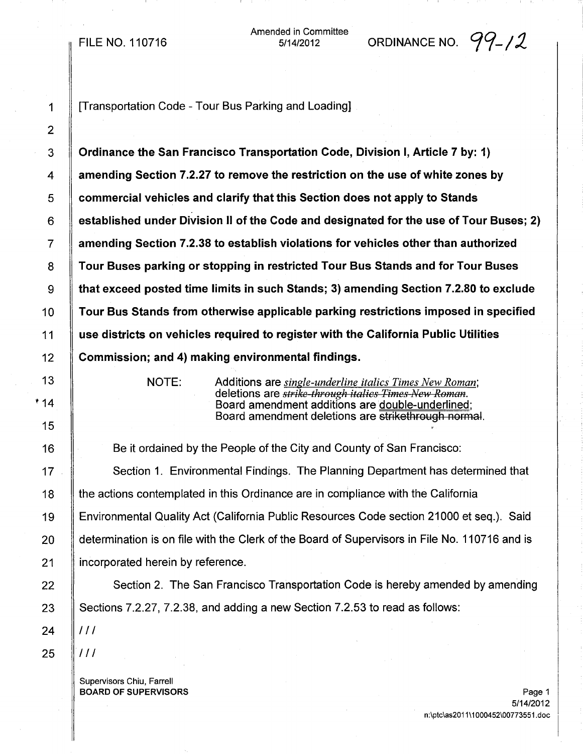FILE NO. 110716

Amended in Committee
5/14/2012

ORDINANCE NO. 99-12

[Transportation Code - Tour Bus Parking and Loading]

**Ordinance the San Francisco Transportation Code, Division I, Article 7 by: 1) amending Section 7.2.27 to remove the restriction on the use of white zones by commercial vehicles and clarify that this Section does not apply to Stands established under Division II of the Code and designated for the use of Tour Buses; 2) amending Section 7.2.38 to establish violations for vehicles other than authorized Tour Buses parking or stopping in restricted Tour Bus Stands and for Tour Buses that exceed posted time limits in such Stands; 3) amending Section 7.2.80 to exclude Tour Bus Stands from otherwise applicable parking restrictions imposed in specified use districts on vehicles required to register with the California Public Utilities Commission; and 4) making environmental findings.**

NOTE: Additions are *single-underline italics Times New Roman*; deletions are ~~*strike-through italics Times New Roman*~~. Board amendment additions are double-underlined; Board amendment deletions are ~~strikethrough normal~~.

Be it ordained by the People of the City and County of San Francisco:

Section 1. Environmental Findings. The Planning Department has determined that the actions contemplated in this Ordinance are in compliance with the California Environmental Quality Act (California Public Resources Code section 21000 et seq.). Said determination is on file with the Clerk of the Board of Supervisors in File No. 110716 and is incorporated herein by reference.

Section 2. The San Francisco Transportation Code is hereby amended by amending Sections 7.2.27, 7.2.38, and adding a new Section 7.2.53 to read as follows:

///

///

Supervisors Chiu, Farrell
BOARD OF SUPERVISORS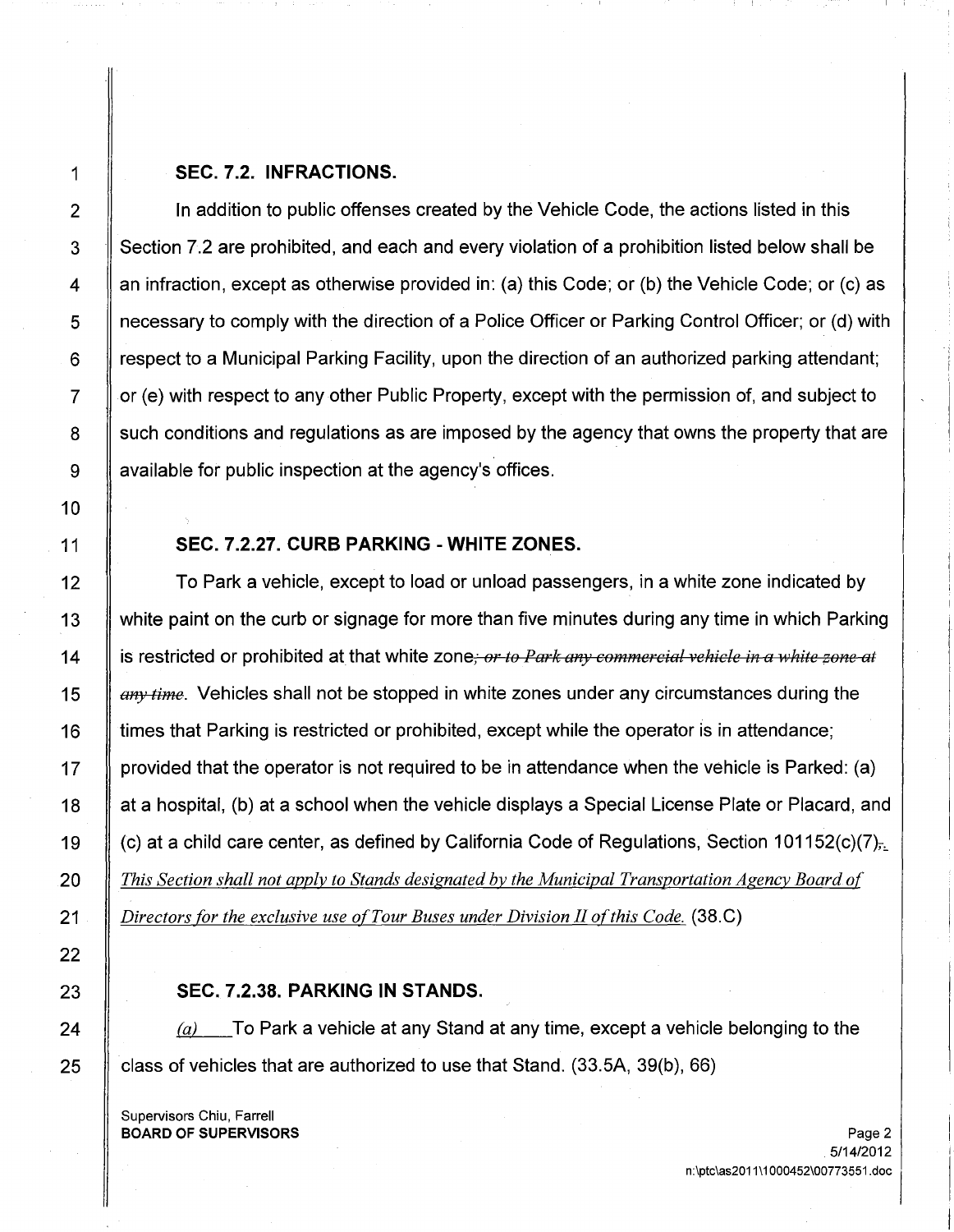**SEC. 7.2. INFRACTIONS.**

In addition to public offenses created by the Vehicle Code, the actions listed in this Section 7.2 are prohibited, and each and every violation of a prohibition listed below shall be an infraction, except as otherwise provided in: (a) this Code; or (b) the Vehicle Code; or (c) as necessary to comply with the direction of a Police Officer or Parking Control Officer; or (d) with respect to a Municipal Parking Facility, upon the direction of an authorized parking attendant; or (e) with respect to any other Public Property, except with the permission of, and subject to such conditions and regulations as are imposed by the agency that owns the property that are available for public inspection at the agency's offices.

**SEC. 7.2.27. CURB PARKING - WHITE ZONES.**

To Park a vehicle, except to load or unload passengers, in a white zone indicated by white paint on the curb or signage for more than five minutes during any time in which Parking is restricted or prohibited at that white zone~~; or to Park any commercial vehicle in a white zone at any time~~. Vehicles shall not be stopped in white zones under any circumstances during the times that Parking is restricted or prohibited, except while the operator is in attendance; provided that the operator is not required to be in attendance when the vehicle is Parked: (a) at a hospital, (b) at a school when the vehicle displays a Special License Plate or Placard, and (c) at a child care center, as defined by California Code of Regulations, Section 101152(c)(7)~~,~~. *This Section shall not apply to Stands designated by the Municipal Transportation Agency Board of Directors for the exclusive use of Tour Buses under Division II of this Code.* (38.C)

**SEC. 7.2.38. PARKING IN STANDS.**

*(a)* To Park a vehicle at any Stand at any time, except a vehicle belonging to the class of vehicles that are authorized to use that Stand. (33.5A, 39(b), 66)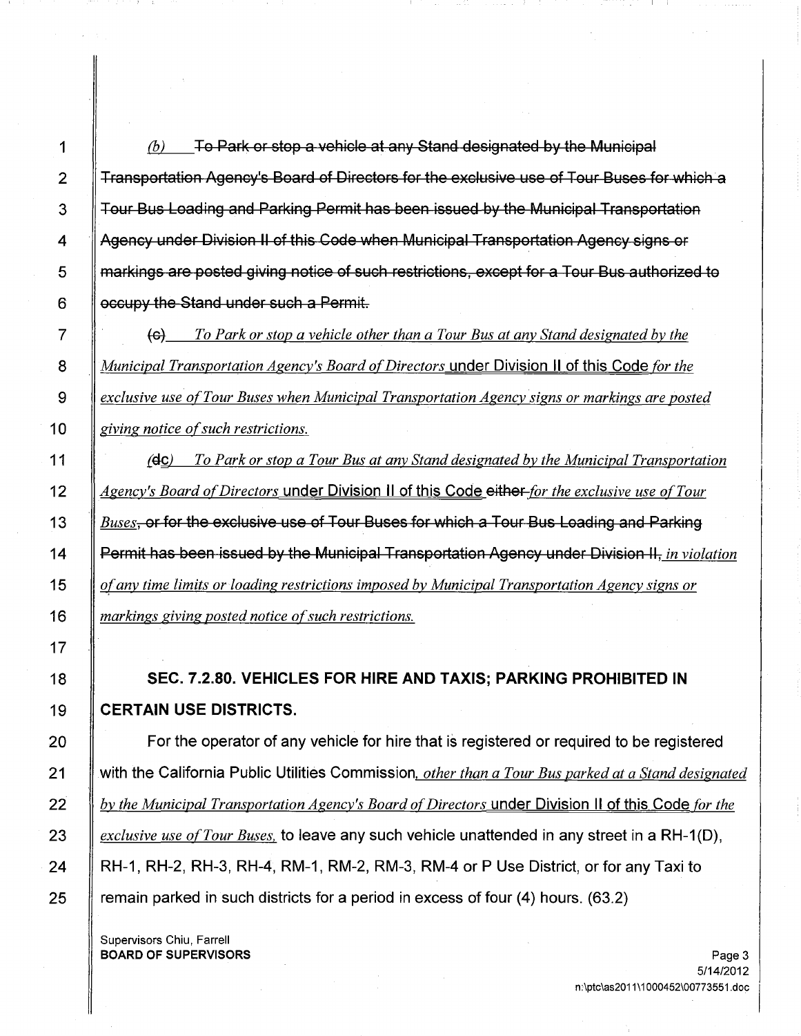*(b)* ~~To Park or stop a vehicle at any Stand designated by the Municipal Transportation Agency's Board of Directors for the exclusive use of Tour Buses for which a Tour Bus Loading and Parking Permit has been issued by the Municipal Transportation Agency under Division II of this Code when Municipal Transportation Agency signs or markings are posted giving notice of such restrictions, except for a Tour Bus authorized to occupy the Stand under such a Permit.~~

~~(c)~~ *To Park or stop a vehicle other than a Tour Bus at any Stand designated by the Municipal Transportation Agency's Board of Directors* under Division II of this Code *for the exclusive use of Tour Buses when Municipal Transportation Agency signs or markings are posted giving notice of such restrictions.*

*(*~~d~~*c)* *To Park or stop a Tour Bus at any Stand designated by the Municipal Transportation Agency's Board of Directors* under Division II of this Code ~~either~~ *for the exclusive use of Tour Buses*~~, or for the exclusive use of Tour Buses for which a Tour Bus Loading and Parking Permit has been issued by the Municipal Transportation Agency under Division II,~~ *in violation of any time limits or loading restrictions imposed by Municipal Transportation Agency signs or markings giving posted notice of such restrictions.*

**SEC. 7.2.80. VEHICLES FOR HIRE AND TAXIS; PARKING PROHIBITED IN CERTAIN USE DISTRICTS.**

For the operator of any vehicle for hire that is registered or required to be registered with the California Public Utilities Commission*, other than a Tour Bus parked at a Stand designated by the Municipal Transportation Agency's Board of Directors* under Division II of this Code *for the exclusive use of Tour Buses,* to leave any such vehicle unattended in any street in a RH-1(D), RH-1, RH-2, RH-3, RH-4, RM-1, RM-2, RM-3, RM-4 or P Use District, or for any Taxi to remain parked in such districts for a period in excess of four (4) hours. (63.2)

Supervisors Chiu, Farrell
**BOARD OF SUPERVISORS**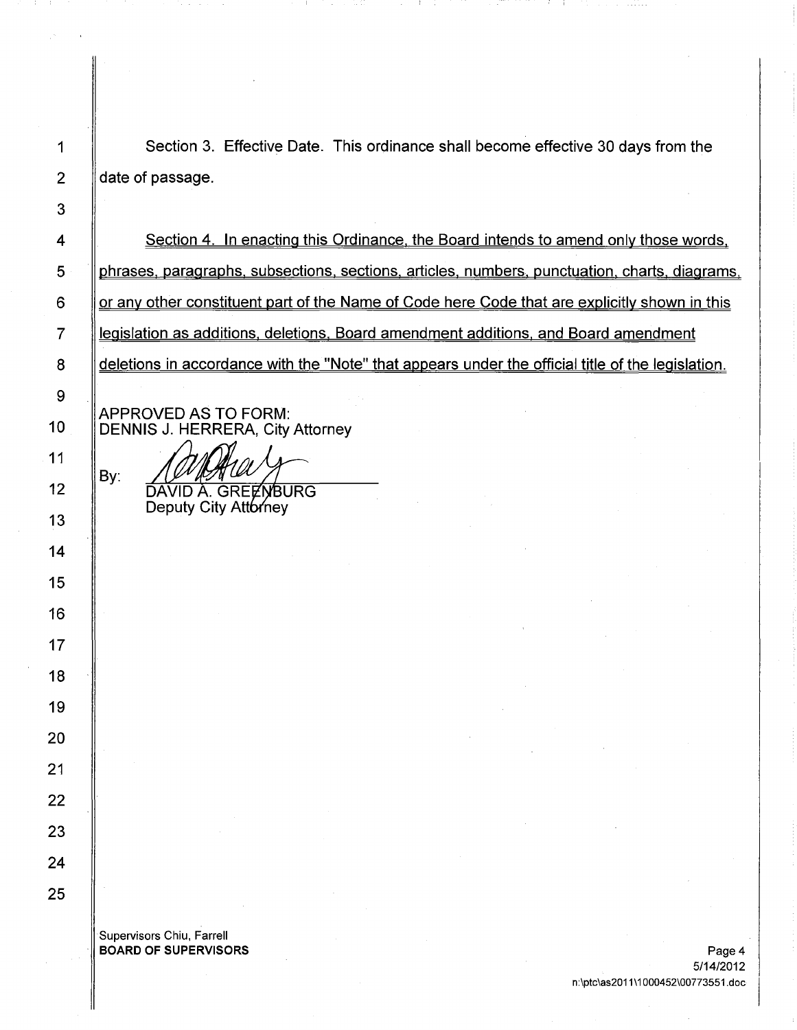Section 3. Effective Date. This ordinance shall become effective 30 days from the date of passage.

<u>Section 4. In enacting this Ordinance, the Board intends to amend only those words, phrases, paragraphs, subsections, sections, articles, numbers, punctuation, charts, diagrams, or any other constituent part of the Name of Code here Code that are explicitly shown in this legislation as additions, deletions, Board amendment additions, and Board amendment deletions in accordance with the "Note" that appears under the official title of the legislation.</u>

APPROVED AS TO FORM:
DENNIS J. HERRERA, City Attorney

By: ______________________
DAVID A. GREENBURG
Deputy City Attorney

Supervisors Chiu, Farrell
**BOARD OF SUPERVISORS**

5/14/2012
n:\ptc\as2011\1000452\00773551.doc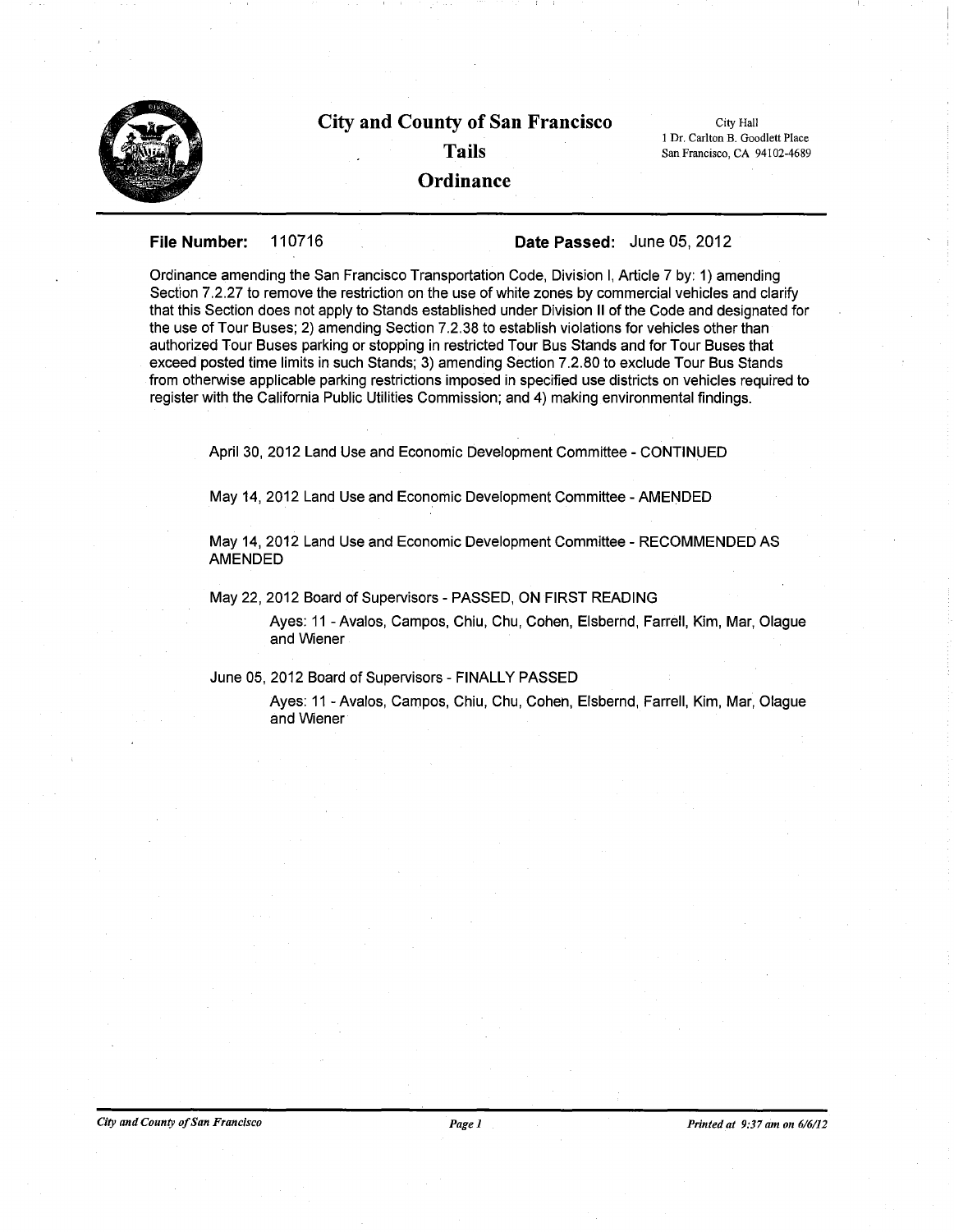# City and County of San Francisco

## Tails

## Ordinance

City Hall
1 Dr. Carlton B. Goodlett Place
San Francisco, CA 94102-4689

**File Number:** 110716 **Date Passed:** June 05, 2012

Ordinance amending the San Francisco Transportation Code, Division I, Article 7 by: 1) amending Section 7.2.27 to remove the restriction on the use of white zones by commercial vehicles and clarify that this Section does not apply to Stands established under Division II of the Code and designated for the use of Tour Buses; 2) amending Section 7.2.38 to establish violations for vehicles other than authorized Tour Buses parking or stopping in restricted Tour Bus Stands and for Tour Buses that exceed posted time limits in such Stands; 3) amending Section 7.2.80 to exclude Tour Bus Stands from otherwise applicable parking restrictions imposed in specified use districts on vehicles required to register with the California Public Utilities Commission; and 4) making environmental findings.

April 30, 2012 Land Use and Economic Development Committee - CONTINUED

May 14, 2012 Land Use and Economic Development Committee - AMENDED

May 14, 2012 Land Use and Economic Development Committee - RECOMMENDED AS AMENDED

May 22, 2012 Board of Supervisors - PASSED, ON FIRST READING

Ayes: 11 - Avalos, Campos, Chiu, Chu, Cohen, Elsbernd, Farrell, Kim, Mar, Olague and Wiener

June 05, 2012 Board of Supervisors - FINALLY PASSED

Ayes: 11 - Avalos, Campos, Chiu, Chu, Cohen, Elsbernd, Farrell, Kim, Mar, Olague and Wiener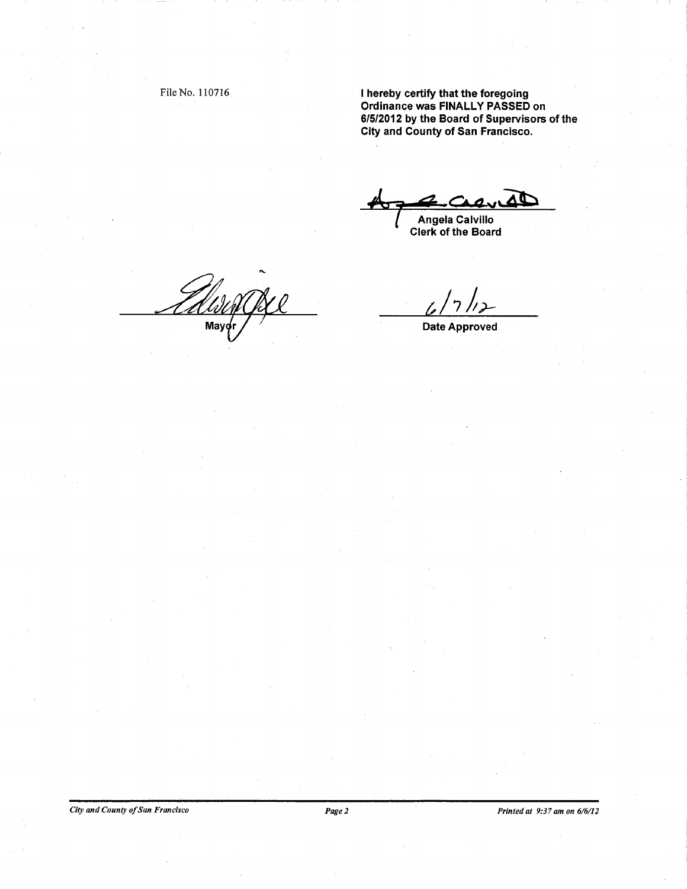File No. 110716

**I hereby certify that the foregoing Ordinance was FINALLY PASSED on 6/5/2012 by the Board of Supervisors of the City and County of San Francisco.**

**Angela Calvillo**
**Clerk of the Board**

Mayor

6/7/12

**Date Approved**